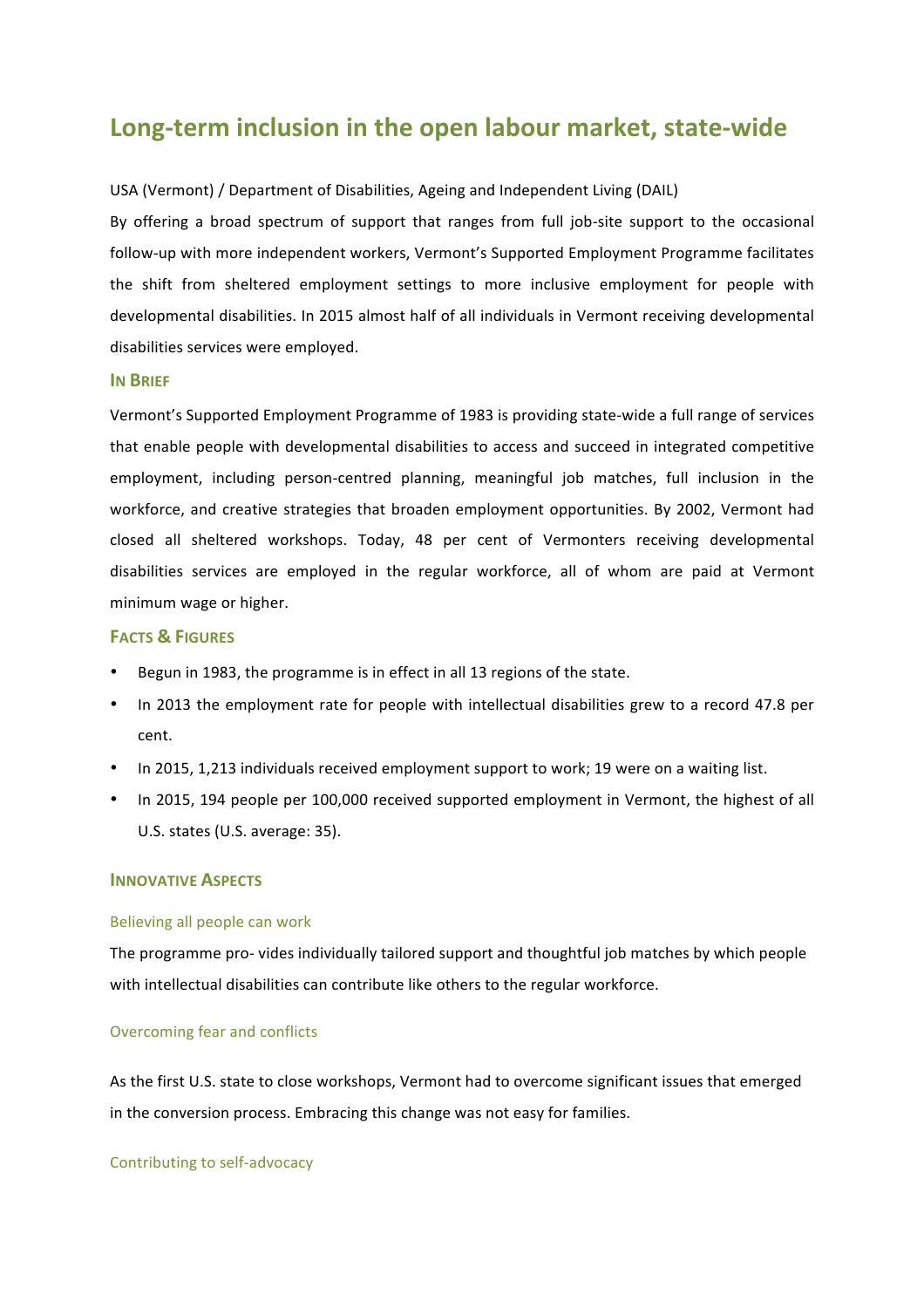# Long-term inclusion in the open labour market, state-wide

USA (Vermont) / Department of Disabilities, Ageing and Independent Living (DAIL)

By offering a broad spectrum of support that ranges from full job-site support to the occasional follow-up with more independent workers, Vermont's Supported Employment Programme facilitates the shift from sheltered employment settings to more inclusive employment for people with developmental disabilities. In 2015 almost half of all individuals in Vermont receiving developmental disabilities services were employed.

## In Brief

Vermont's Supported Employment Programme of 1983 is providing state-wide a full range of services that enable people with developmental disabilities to access and succeed in integrated competitive employment, including person-centred planning, meaningful job matches, full inclusion in the workforce, and creative strategies that broaden employment opportunities. By 2002, Vermont had closed all sheltered workshops. Today, 48 per cent of Vermonters receiving developmental disabilities services are employed in the regular workforce, all of whom are paid at Vermont minimum wage or higher.

## Facts & Figures

- Begun in 1983, the programme is in effect in all 13 regions of the state.
- In 2013 the employment rate for people with intellectual disabilities grew to a record 47.8 per cent.
- In 2015, 1,213 individuals received employment support to work; 19 were on a waiting list.
- In 2015, 194 people per 100,000 received supported employment in Vermont, the highest of all U.S. states (U.S. average: 35).

## Innovative Aspects

### Believing all people can work

The programme pro- vides individually tailored support and thoughtful job matches by which people with intellectual disabilities can contribute like others to the regular workforce.

### Overcoming fear and conflicts

As the first U.S. state to close workshops, Vermont had to overcome significant issues that emerged in the conversion process. Embracing this change was not easy for families.

### Contributing to self-advocacy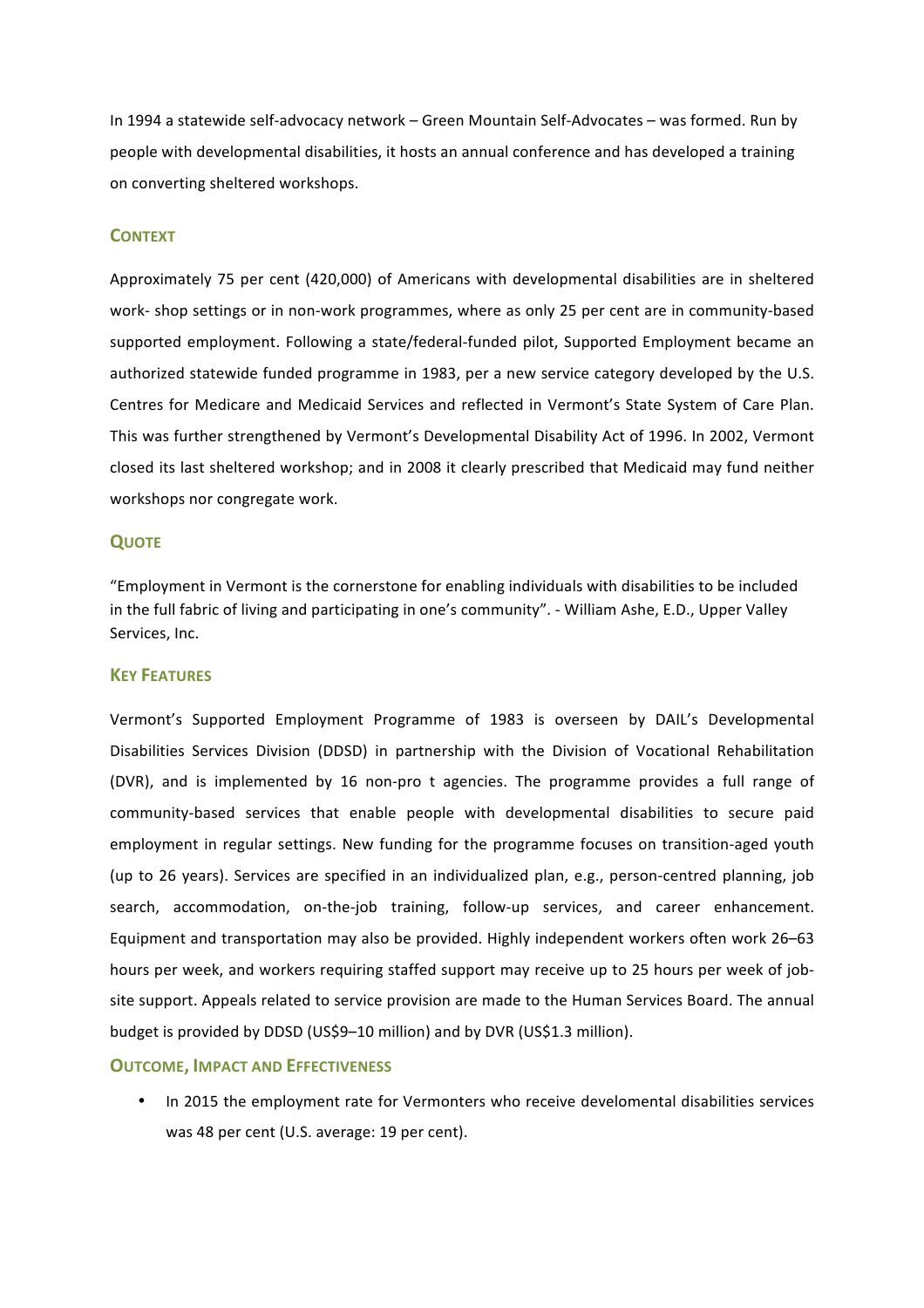In 1994 a statewide self-advocacy network – Green Mountain Self-Advocates – was formed. Run by people with developmental disabilities, it hosts an annual conference and has developed a training on converting sheltered workshops.

## Context

Approximately 75 per cent (420,000) of Americans with developmental disabilities are in sheltered work- shop settings or in non-work programmes, where as only 25 per cent are in community-based supported employment. Following a state/federal-funded pilot, Supported Employment became an authorized statewide funded programme in 1983, per a new service category developed by the U.S. Centres for Medicare and Medicaid Services and reflected in Vermont's State System of Care Plan. This was further strengthened by Vermont's Developmental Disability Act of 1996. In 2002, Vermont closed its last sheltered workshop; and in 2008 it clearly prescribed that Medicaid may fund neither workshops nor congregate work.

## Quote

"Employment in Vermont is the cornerstone for enabling individuals with disabilities to be included in the full fabric of living and participating in one's community". - William Ashe, E.D., Upper Valley Services, Inc.

## Key Features

Vermont's Supported Employment Programme of 1983 is overseen by DAIL's Developmental Disabilities Services Division (DDSD) in partnership with the Division of Vocational Rehabilitation (DVR), and is implemented by 16 non-pro t agencies. The programme provides a full range of community-based services that enable people with developmental disabilities to secure paid employment in regular settings. New funding for the programme focuses on transition-aged youth (up to 26 years). Services are specified in an individualized plan, e.g., person-centred planning, job search, accommodation, on-the-job training, follow-up services, and career enhancement. Equipment and transportation may also be provided. Highly independent workers often work 26–63 hours per week, and workers requiring staffed support may receive up to 25 hours per week of job-site support. Appeals related to service provision are made to the Human Services Board. The annual budget is provided by DDSD (US$9–10 million) and by DVR (US$1.3 million).

## Outcome, Impact and Effectiveness

- In 2015 the employment rate for Vermonters who receive develomental disabilities services was 48 per cent (U.S. average: 19 per cent).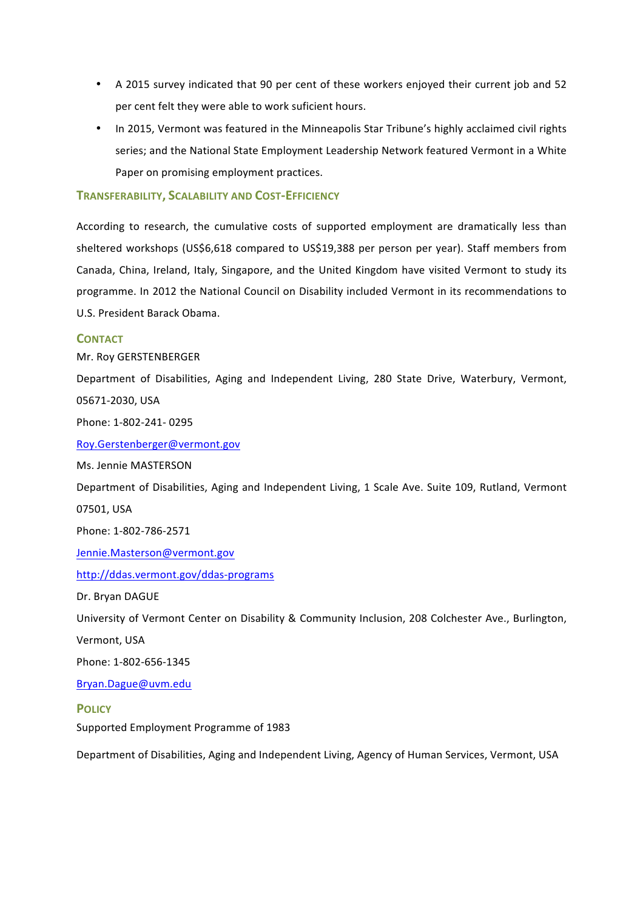- A 2015 survey indicated that 90 per cent of these workers enjoyed their current job and 52 per cent felt they were able to work suficient hours.
- In 2015, Vermont was featured in the Minneapolis Star Tribune's highly acclaimed civil rights series; and the National State Employment Leadership Network featured Vermont in a White Paper on promising employment practices.

## Transferability, Scalability and Cost-Efficiency

According to research, the cumulative costs of supported employment are dramatically less than sheltered workshops (US$6,618 compared to US$19,388 per person per year). Staff members from Canada, China, Ireland, Italy, Singapore, and the United Kingdom have visited Vermont to study its programme. In 2012 the National Council on Disability included Vermont in its recommendations to U.S. President Barack Obama.

## Contact

Mr. Roy GERSTENBERGER

Department of Disabilities, Aging and Independent Living, 280 State Drive, Waterbury, Vermont, 05671-2030, USA

Phone: 1-802-241- 0295

Roy.Gerstenberger@vermont.gov

Ms. Jennie MASTERSON

Department of Disabilities, Aging and Independent Living, 1 Scale Ave. Suite 109, Rutland, Vermont 07501, USA

Phone: 1-802-786-2571

Jennie.Masterson@vermont.gov

http://ddas.vermont.gov/ddas-programs

Dr. Bryan DAGUE

University of Vermont Center on Disability & Community Inclusion, 208 Colchester Ave., Burlington, Vermont, USA

Phone: 1-802-656-1345

Bryan.Dague@uvm.edu

## Policy

Supported Employment Programme of 1983

Department of Disabilities, Aging and Independent Living, Agency of Human Services, Vermont, USA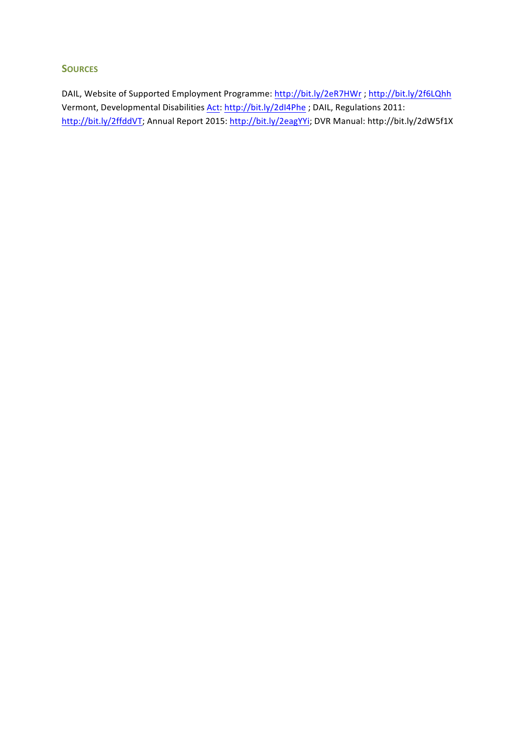## Sources

DAIL, Website of Supported Employment Programme: http://bit.ly/2eR7HWr ; http://bit.ly/2f6LQhh Vermont, Developmental Disabilities Act: http://bit.ly/2dI4Phe ; DAIL, Regulations 2011: http://bit.ly/2ffddVT; Annual Report 2015: http://bit.ly/2eagYYi; DVR Manual: http://bit.ly/2dW5f1X